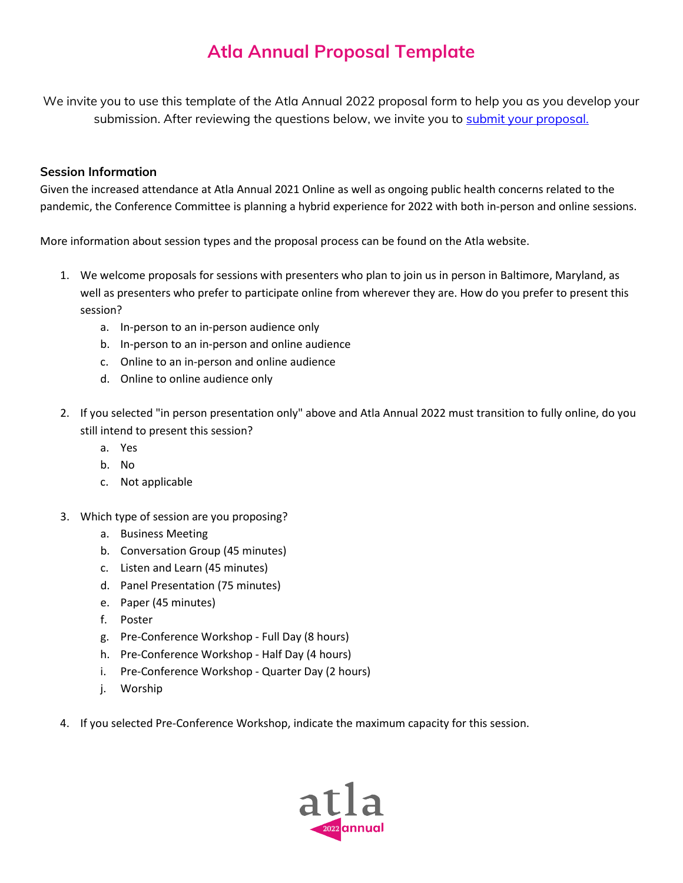# Atla Annual Proposal Template

We invite you to use this template of the Atla Annual 2022 proposal form to help you as you develop your submission. After reviewing the questions below, we invite you to [submit your proposal.]()

### Session Information

Given the increased attendance at Atla Annual 2021 Online as well as ongoing public health concerns related to the pandemic, the Conference Committee is planning a hybrid experience for 2022 with both in-person and online sessions.

More information about session types and the proposal process can be found on the Atla website.

1. We welcome proposals for sessions with presenters who plan to join us in person in Baltimore, Maryland, as well as presenters who prefer to participate online from wherever they are. How do you prefer to present this session?
   a. In-person to an in-person audience only
   b. In-person to an in-person and online audience
   c. Online to an in-person and online audience
   d. Online to online audience only

2. If you selected "in person presentation only" above and Atla Annual 2022 must transition to fully online, do you still intend to present this session?
   a. Yes
   b. No
   c. Not applicable

3. Which type of session are you proposing?
   a. Business Meeting
   b. Conversation Group (45 minutes)
   c. Listen and Learn (45 minutes)
   d. Panel Presentation (75 minutes)
   e. Paper (45 minutes)
   f. Poster
   g. Pre-Conference Workshop - Full Day (8 hours)
   h. Pre-Conference Workshop - Half Day (4 hours)
   i. Pre-Conference Workshop - Quarter Day (2 hours)
   j. Worship

4. If you selected Pre-Conference Workshop, indicate the maximum capacity for this session.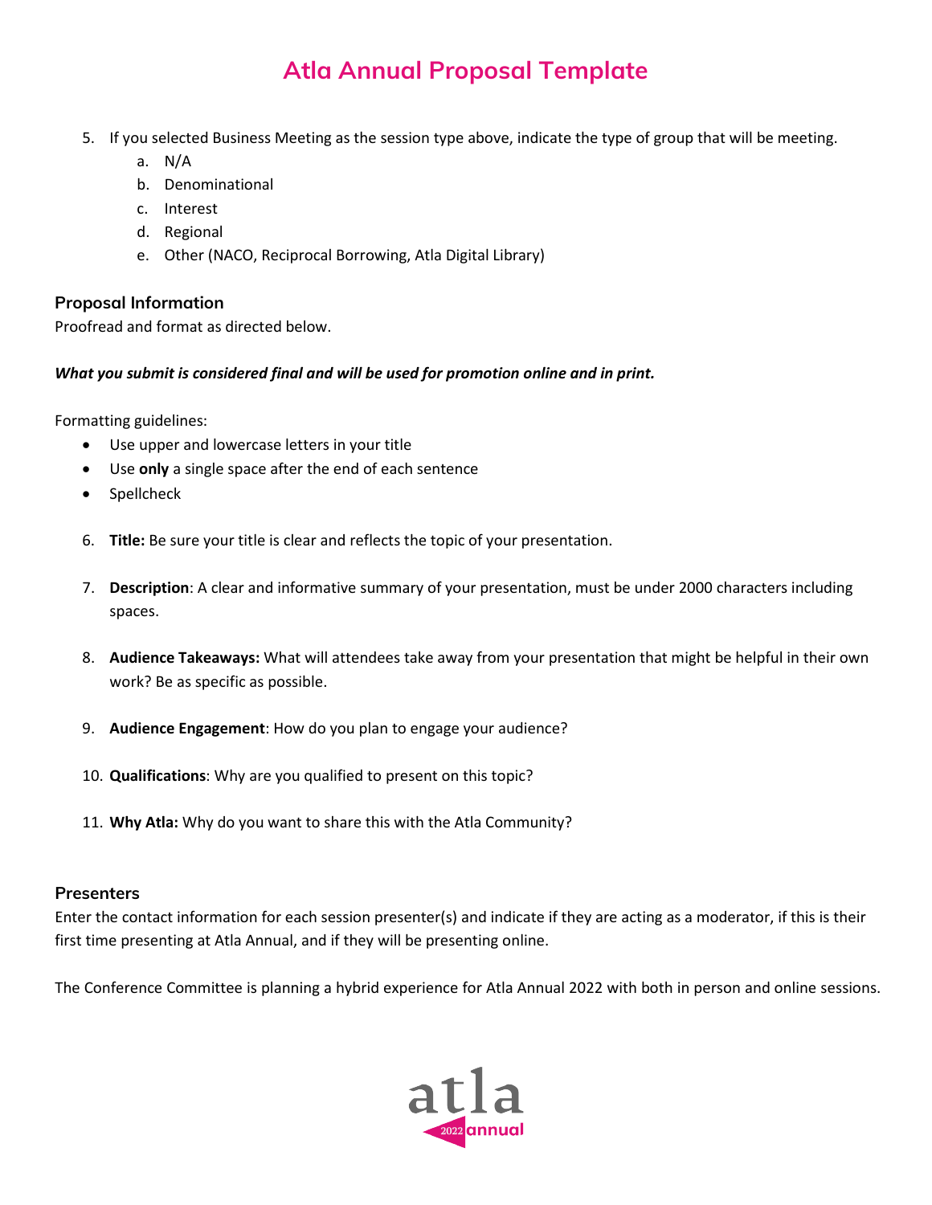# Atla Annual Proposal Template

5. If you selected Business Meeting as the session type above, indicate the type of group that will be meeting.
   a. N/A
   b. Denominational
   c. Interest
   d. Regional
   e. Other (NACO, Reciprocal Borrowing, Atla Digital Library)

### Proposal Information

Proofread and format as directed below.

***What you submit is considered final and will be used for promotion online and in print.***

Formatting guidelines:

- Use upper and lowercase letters in your title
- Use **only** a single space after the end of each sentence
- Spellcheck

6. **Title:** Be sure your title is clear and reflects the topic of your presentation.

7. **Description**: A clear and informative summary of your presentation, must be under 2000 characters including spaces.

8. **Audience Takeaways:** What will attendees take away from your presentation that might be helpful in their own work? Be as specific as possible.

9. **Audience Engagement**: How do you plan to engage your audience?

10. **Qualifications**: Why are you qualified to present on this topic?

11. **Why Atla:** Why do you want to share this with the Atla Community?

### Presenters

Enter the contact information for each session presenter(s) and indicate if they are acting as a moderator, if this is their first time presenting at Atla Annual, and if they will be presenting online.

The Conference Committee is planning a hybrid experience for Atla Annual 2022 with both in person and online sessions.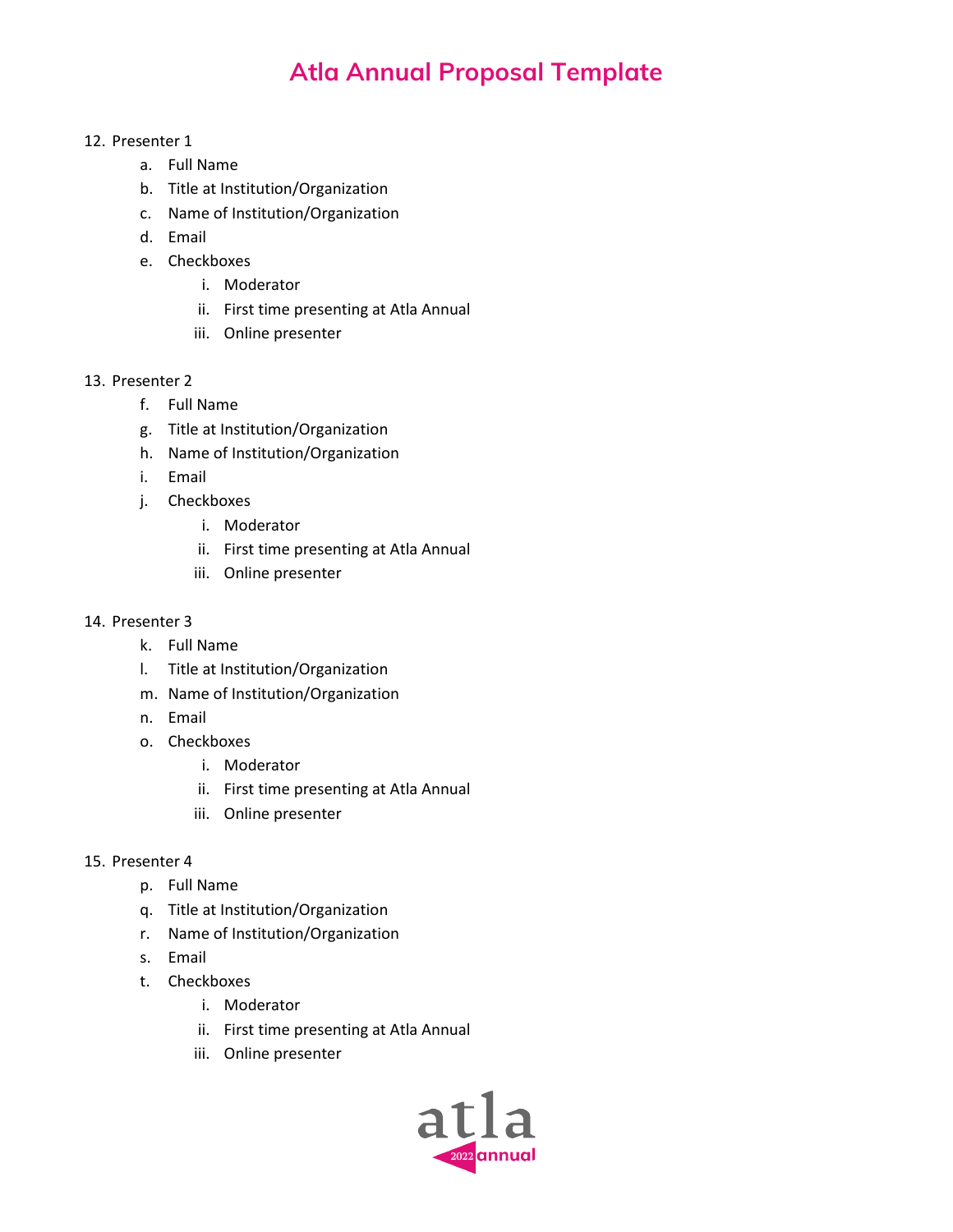# Atla Annual Proposal Template

12. Presenter 1
    a. Full Name
    b. Title at Institution/Organization
    c. Name of Institution/Organization
    d. Email
    e. Checkboxes
        i. Moderator
        ii. First time presenting at Atla Annual
        iii. Online presenter

13. Presenter 2
    f. Full Name
    g. Title at Institution/Organization
    h. Name of Institution/Organization
    i. Email
    j. Checkboxes
        i. Moderator
        ii. First time presenting at Atla Annual
        iii. Online presenter

14. Presenter 3
    k. Full Name
    l. Title at Institution/Organization
    m. Name of Institution/Organization
    n. Email
    o. Checkboxes
        i. Moderator
        ii. First time presenting at Atla Annual
        iii. Online presenter

15. Presenter 4
    p. Full Name
    q. Title at Institution/Organization
    r. Name of Institution/Organization
    s. Email
    t. Checkboxes
        i. Moderator
        ii. First time presenting at Atla Annual
        iii. Online presenter

atla 2022 annual